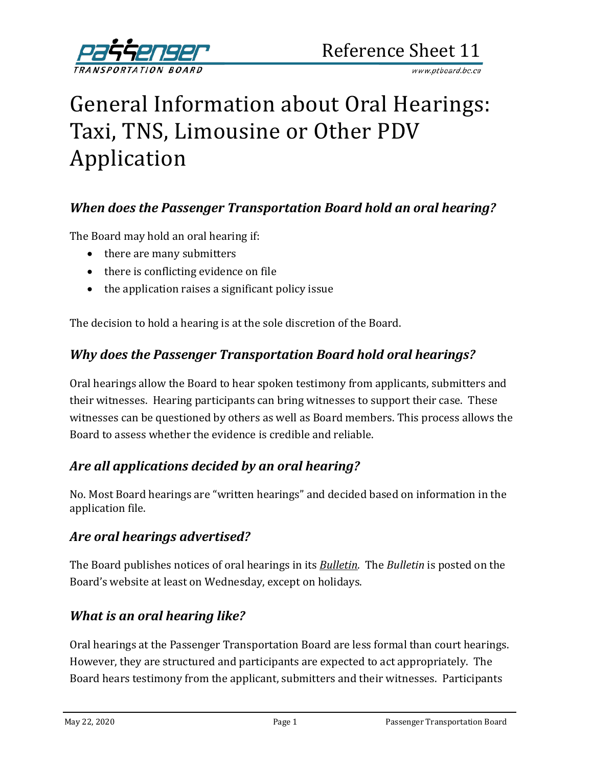Reference Sheet 11

# General Information about Oral Hearings: Taxi, TNS, Limousine or Other PDV Application

### *When does the Passenger Transportation Board hold an oral hearing?*

The Board may hold an oral hearing if:

- there are many submitters
- there is conflicting evidence on file
- the application raises a significant policy issue

The decision to hold a hearing is at the sole discretion of the Board.

### *Why does the Passenger Transportation Board hold oral hearings?*

Oral hearings allow the Board to hear spoken testimony from applicants, submitters and their witnesses. Hearing participants can bring witnesses to support their case. These witnesses can be questioned by others as well as Board members. This process allows the Board to assess whether the evidence is credible and reliable.

### *Are all applications decided by an oral hearing?*

No. Most Board hearings are "written hearings" and decided based on information in the application file.

### *Are oral hearings advertised?*

The Board publishes notices of oral hearings in its *Bulletin*. The *Bulletin* is posted on the Board's website at least on Wednesday, except on holidays.

### *What is an oral hearing like?*

Oral hearings at the Passenger Transportation Board are less formal than court hearings. However, they are structured and participants are expected to act appropriately. The Board hears testimony from the applicant, submitters and their witnesses. Participants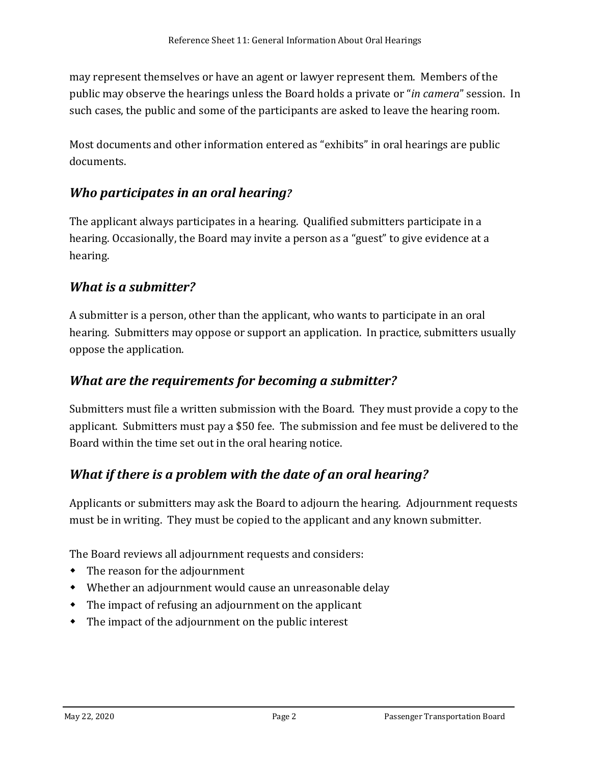may represent themselves or have an agent or lawyer represent them. Members of the public may observe the hearings unless the Board holds a private or "*in camera*" session. In such cases, the public and some of the participants are asked to leave the hearing room.

Most documents and other information entered as "exhibits" in oral hearings are public documents.

## *Who participates in an oral hearing?*

The applicant always participates in a hearing. Qualified submitters participate in a hearing. Occasionally, the Board may invite a person as a "guest" to give evidence at a hearing.

## *What is a submitter?*

A submitter is a person, other than the applicant, who wants to participate in an oral hearing. Submitters may oppose or support an application. In practice, submitters usually oppose the application.

## *What are the requirements for becoming a submitter?*

Submitters must file a written submission with the Board. They must provide a copy to the applicant. Submitters must pay a $50 fee. The submission and fee must be delivered to the Board within the time set out in the oral hearing notice.

## *What if there is a problem with the date of an oral hearing?*

Applicants or submitters may ask the Board to adjourn the hearing. Adjournment requests must be in writing. They must be copied to the applicant and any known submitter.

The Board reviews all adjournment requests and considers:

- The reason for the adjournment
- Whether an adjournment would cause an unreasonable delay
- The impact of refusing an adjournment on the applicant
- The impact of the adjournment on the public interest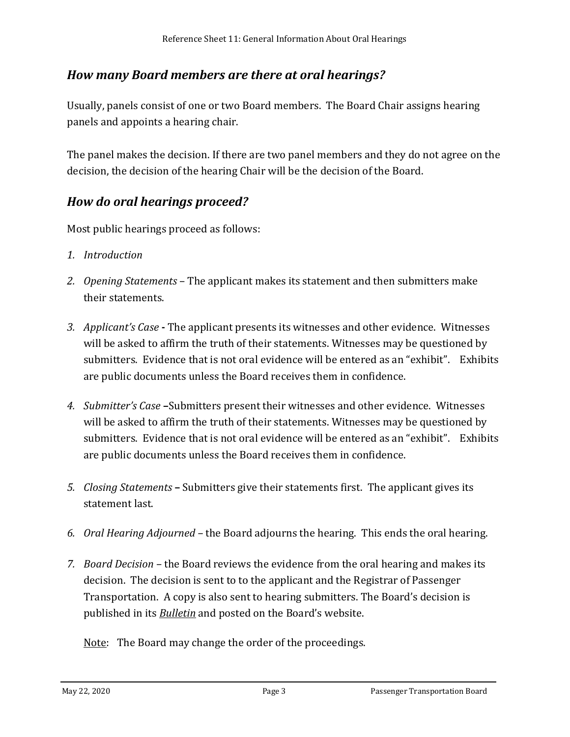## *How many Board members are there at oral hearings?*

Usually, panels consist of one or two Board members. The Board Chair assigns hearing panels and appoints a hearing chair.

The panel makes the decision. If there are two panel members and they do not agree on the decision, the decision of the hearing Chair will be the decision of the Board.

## *How do oral hearings proceed?*

Most public hearings proceed as follows:

1. *Introduction*
2. *Opening Statements* – The applicant makes its statement and then submitters make their statements.
3. *Applicant's Case* **-** The applicant presents its witnesses and other evidence. Witnesses will be asked to affirm the truth of their statements. Witnesses may be questioned by submitters. Evidence that is not oral evidence will be entered as an "exhibit". Exhibits are public documents unless the Board receives them in confidence.
4. *Submitter's Case* **–**Submitters present their witnesses and other evidence. Witnesses will be asked to affirm the truth of their statements. Witnesses may be questioned by submitters. Evidence that is not oral evidence will be entered as an "exhibit". Exhibits are public documents unless the Board receives them in confidence.
5. *Closing Statements* **–** Submitters give their statements first. The applicant gives its statement last.
6. *Oral Hearing Adjourned* – the Board adjourns the hearing. This ends the oral hearing.
7. *Board Decision* – the Board reviews the evidence from the oral hearing and makes its decision. The decision is sent to to the applicant and the Registrar of Passenger Transportation. A copy is also sent to hearing submitters. The Board's decision is published in its ***Bulletin*** and posted on the Board's website.

   Note: The Board may change the order of the proceedings.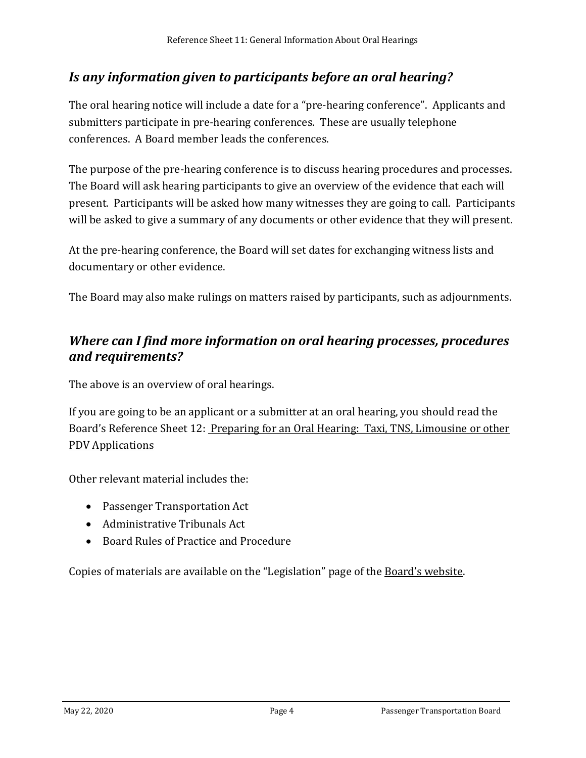## *Is any information given to participants before an oral hearing?*

The oral hearing notice will include a date for a "pre-hearing conference". Applicants and submitters participate in pre-hearing conferences. These are usually telephone conferences. A Board member leads the conferences.

The purpose of the pre-hearing conference is to discuss hearing procedures and processes. The Board will ask hearing participants to give an overview of the evidence that each will present. Participants will be asked how many witnesses they are going to call. Participants will be asked to give a summary of any documents or other evidence that they will present.

At the pre-hearing conference, the Board will set dates for exchanging witness lists and documentary or other evidence.

The Board may also make rulings on matters raised by participants, such as adjournments.

## *Where can I find more information on oral hearing processes, procedures and requirements?*

The above is an overview of oral hearings.

If you are going to be an applicant or a submitter at an oral hearing, you should read the Board's Reference Sheet 12: Preparing for an Oral Hearing: Taxi, TNS, Limousine or other PDV Applications

Other relevant material includes the:

- Passenger Transportation Act
- Administrative Tribunals Act
- Board Rules of Practice and Procedure

Copies of materials are available on the "Legislation" page of the Board's website.